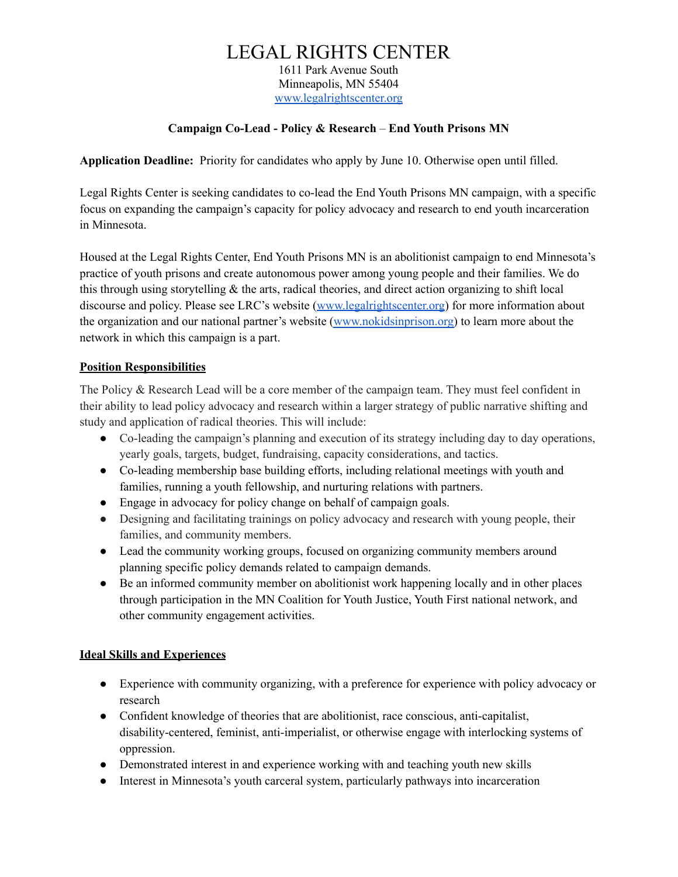# LEGAL RIGHTS CENTER

1611 Park Avenue South
Minneapolis, MN 55404
[www.legalrightscenter.org](http://www.legalrightscenter.org)

**Campaign Co-Lead - Policy & Research – End Youth Prisons MN**

**Application Deadline:** Priority for candidates who apply by June 10. Otherwise open until filled.

Legal Rights Center is seeking candidates to co-lead the End Youth Prisons MN campaign, with a specific focus on expanding the campaign's capacity for policy advocacy and research to end youth incarceration in Minnesota.

Housed at the Legal Rights Center, End Youth Prisons MN is an abolitionist campaign to end Minnesota's practice of youth prisons and create autonomous power among young people and their families. We do this through using storytelling & the arts, radical theories, and direct action organizing to shift local discourse and policy. Please see LRC's website ([www.legalrightscenter.org](http://www.legalrightscenter.org)) for more information about the organization and our national partner's website ([www.nokidsinprison.org](http://www.nokidsinprison.org)) to learn more about the network in which this campaign is a part.

## Position Responsibilities

The Policy & Research Lead will be a core member of the campaign team. They must feel confident in their ability to lead policy advocacy and research within a larger strategy of public narrative shifting and study and application of radical theories. This will include:

- Co-leading the campaign's planning and execution of its strategy including day to day operations, yearly goals, targets, budget, fundraising, capacity considerations, and tactics.
- Co-leading membership base building efforts, including relational meetings with youth and families, running a youth fellowship, and nurturing relations with partners.
- Engage in advocacy for policy change on behalf of campaign goals.
- Designing and facilitating trainings on policy advocacy and research with young people, their families, and community members.
- Lead the community working groups, focused on organizing community members around planning specific policy demands related to campaign demands.
- Be an informed community member on abolitionist work happening locally and in other places through participation in the MN Coalition for Youth Justice, Youth First national network, and other community engagement activities.

## Ideal Skills and Experiences

- Experience with community organizing, with a preference for experience with policy advocacy or research
- Confident knowledge of theories that are abolitionist, race conscious, anti-capitalist, disability-centered, feminist, anti-imperialist, or otherwise engage with interlocking systems of oppression.
- Demonstrated interest in and experience working with and teaching youth new skills
- Interest in Minnesota's youth carceral system, particularly pathways into incarceration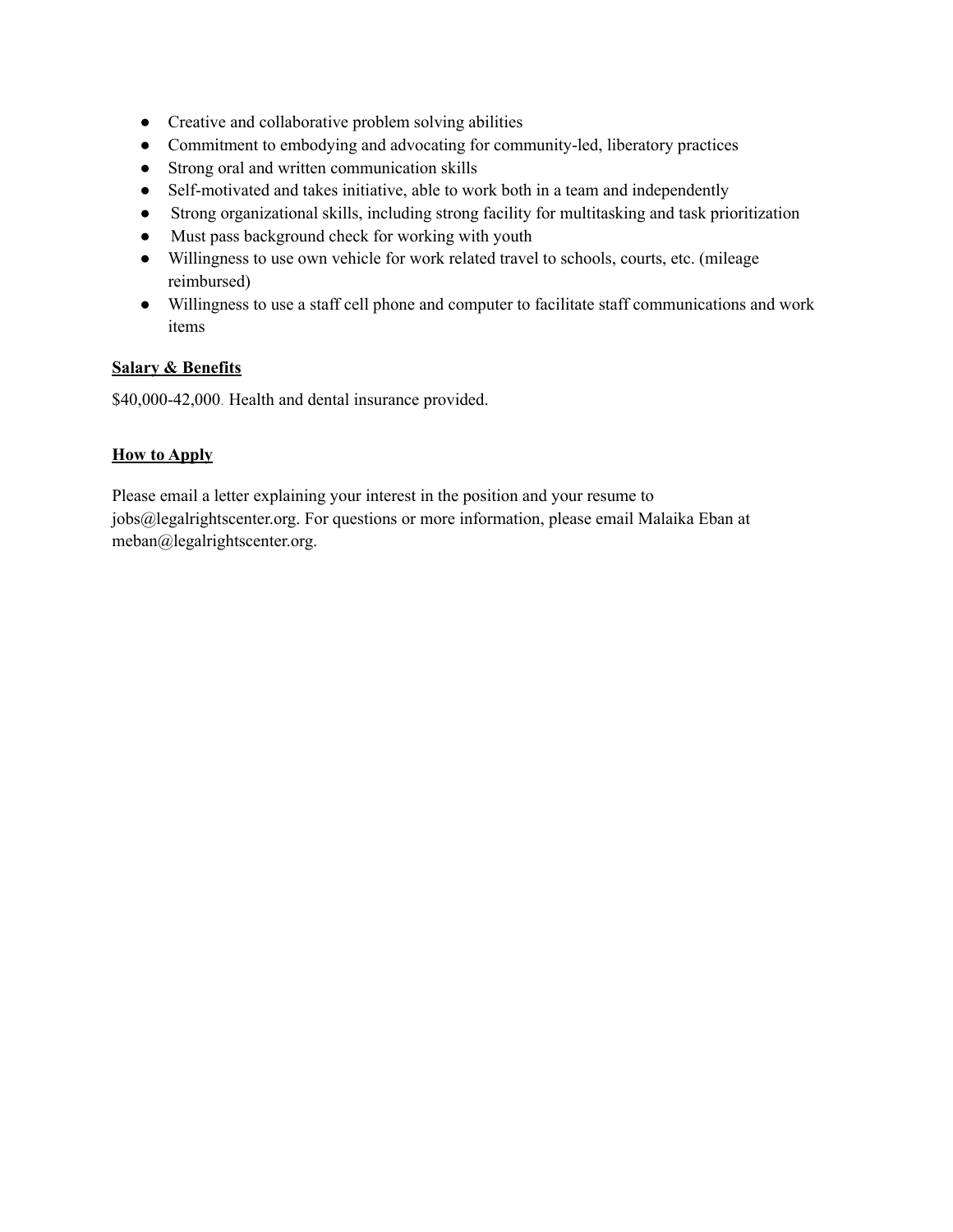- Creative and collaborative problem solving abilities
- Commitment to embodying and advocating for community-led, liberatory practices
- Strong oral and written communication skills
- Self-motivated and takes initiative, able to work both in a team and independently
- Strong organizational skills, including strong facility for multitasking and task prioritization
- Must pass background check for working with youth
- Willingness to use own vehicle for work related travel to schools, courts, etc. (mileage reimbursed)
- Willingness to use a staff cell phone and computer to facilitate staff communications and work items

**Salary & Benefits**

$40,000-42,000. Health and dental insurance provided.

**How to Apply**

Please email a letter explaining your interest in the position and your resume to jobs@legalrightscenter.org. For questions or more information, please email Malaika Eban at meban@legalrightscenter.org.